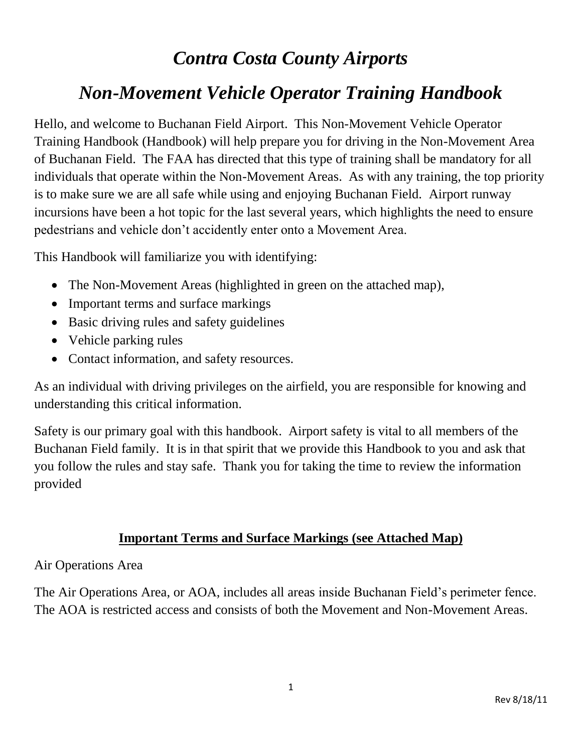# *Contra Costa County Airports*

# *Non-Movement Vehicle Operator Training Handbook*

Hello, and welcome to Buchanan Field Airport. This Non-Movement Vehicle Operator Training Handbook (Handbook) will help prepare you for driving in the Non-Movement Area of Buchanan Field. The FAA has directed that this type of training shall be mandatory for all individuals that operate within the Non-Movement Areas. As with any training, the top priority is to make sure we are all safe while using and enjoying Buchanan Field. Airport runway incursions have been a hot topic for the last several years, which highlights the need to ensure pedestrians and vehicle don't accidently enter onto a Movement Area.

This Handbook will familiarize you with identifying:

- The Non-Movement Areas (highlighted in green on the attached map),
- Important terms and surface markings
- Basic driving rules and safety guidelines
- Vehicle parking rules
- Contact information, and safety resources.

As an individual with driving privileges on the airfield, you are responsible for knowing and understanding this critical information.

Safety is our primary goal with this handbook. Airport safety is vital to all members of the Buchanan Field family. It is in that spirit that we provide this Handbook to you and ask that you follow the rules and stay safe. Thank you for taking the time to review the information provided

## Important Terms and Surface Markings (see Attached Map)

Air Operations Area

The Air Operations Area, or AOA, includes all areas inside Buchanan Field's perimeter fence. The AOA is restricted access and consists of both the Movement and Non-Movement Areas.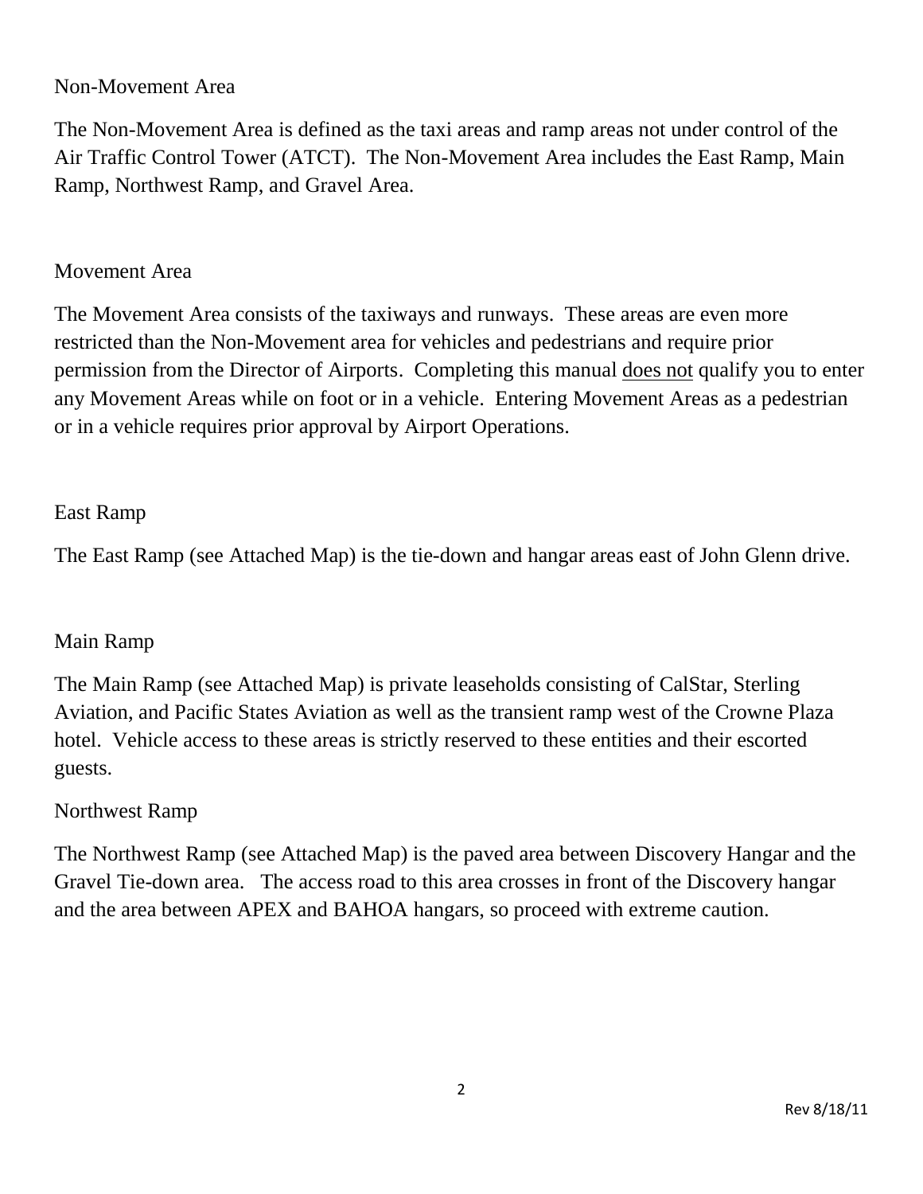## Non-Movement Area

The Non-Movement Area is defined as the taxi areas and ramp areas not under control of the Air Traffic Control Tower (ATCT). The Non-Movement Area includes the East Ramp, Main Ramp, Northwest Ramp, and Gravel Area.

## Movement Area

The Movement Area consists of the taxiways and runways. These areas are even more restricted than the Non-Movement area for vehicles and pedestrians and require prior permission from the Director of Airports. Completing this manual <u>does not</u> qualify you to enter any Movement Areas while on foot or in a vehicle. Entering Movement Areas as a pedestrian or in a vehicle requires prior approval by Airport Operations.

## East Ramp

The East Ramp (see Attached Map) is the tie-down and hangar areas east of John Glenn drive.

## Main Ramp

The Main Ramp (see Attached Map) is private leaseholds consisting of CalStar, Sterling Aviation, and Pacific States Aviation as well as the transient ramp west of the Crowne Plaza hotel. Vehicle access to these areas is strictly reserved to these entities and their escorted guests.

## Northwest Ramp

The Northwest Ramp (see Attached Map) is the paved area between Discovery Hangar and the Gravel Tie-down area. The access road to this area crosses in front of the Discovery hangar and the area between APEX and BAHOA hangars, so proceed with extreme caution.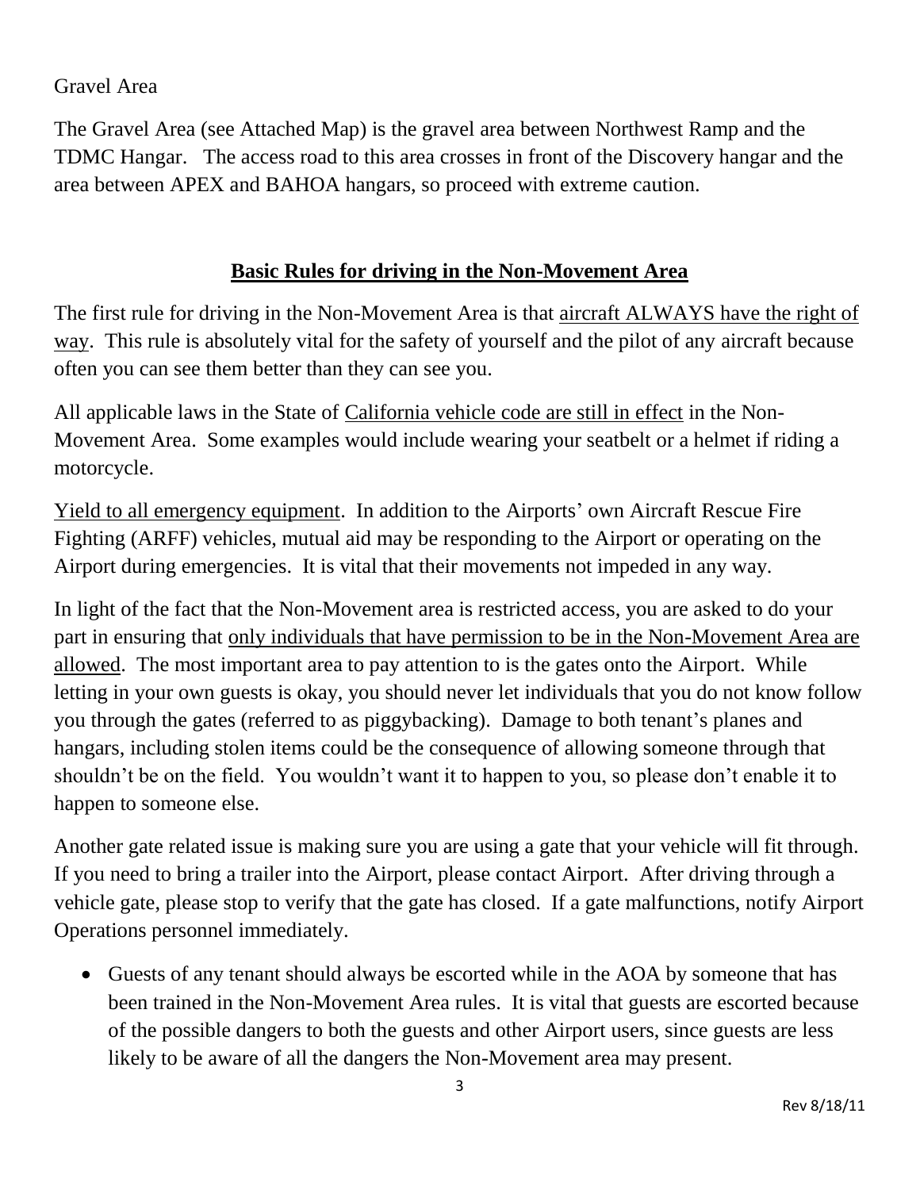Gravel Area

The Gravel Area (see Attached Map) is the gravel area between Northwest Ramp and the TDMC Hangar. The access road to this area crosses in front of the Discovery hangar and the area between APEX and BAHOA hangars, so proceed with extreme caution.

## Basic Rules for driving in the Non-Movement Area

The first rule for driving in the Non-Movement Area is that aircraft ALWAYS have the right of way. This rule is absolutely vital for the safety of yourself and the pilot of any aircraft because often you can see them better than they can see you.

All applicable laws in the State of California vehicle code are still in effect in the Non-Movement Area. Some examples would include wearing your seatbelt or a helmet if riding a motorcycle.

Yield to all emergency equipment. In addition to the Airports' own Aircraft Rescue Fire Fighting (ARFF) vehicles, mutual aid may be responding to the Airport or operating on the Airport during emergencies. It is vital that their movements not impeded in any way.

In light of the fact that the Non-Movement area is restricted access, you are asked to do your part in ensuring that only individuals that have permission to be in the Non-Movement Area are allowed. The most important area to pay attention to is the gates onto the Airport. While letting in your own guests is okay, you should never let individuals that you do not know follow you through the gates (referred to as piggybacking). Damage to both tenant's planes and hangars, including stolen items could be the consequence of allowing someone through that shouldn't be on the field. You wouldn't want it to happen to you, so please don't enable it to happen to someone else.

Another gate related issue is making sure you are using a gate that your vehicle will fit through. If you need to bring a trailer into the Airport, please contact Airport. After driving through a vehicle gate, please stop to verify that the gate has closed. If a gate malfunctions, notify Airport Operations personnel immediately.

- Guests of any tenant should always be escorted while in the AOA by someone that has been trained in the Non-Movement Area rules. It is vital that guests are escorted because of the possible dangers to both the guests and other Airport users, since guests are less likely to be aware of all the dangers the Non-Movement area may present.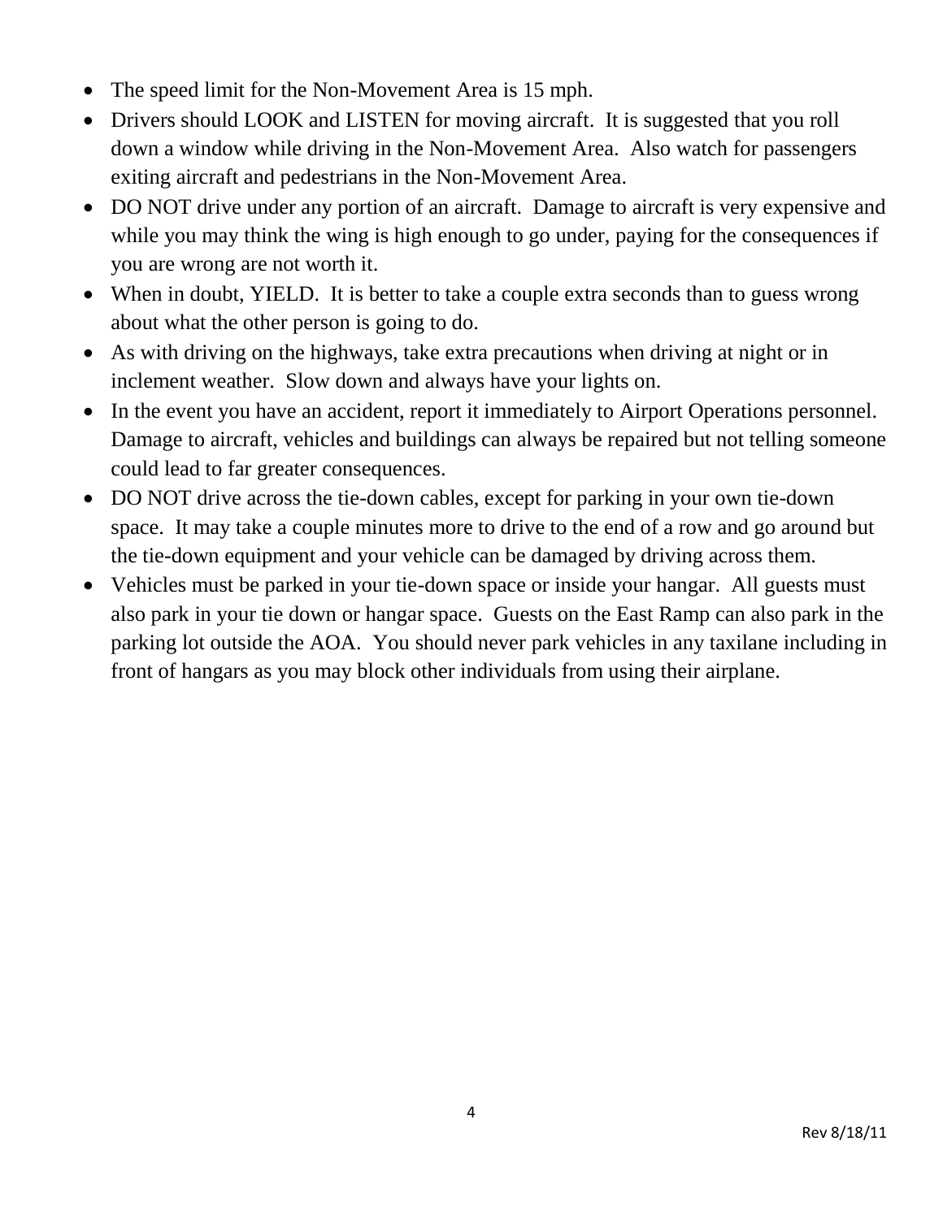- The speed limit for the Non-Movement Area is 15 mph.
- Drivers should LOOK and LISTEN for moving aircraft. It is suggested that you roll down a window while driving in the Non-Movement Area. Also watch for passengers exiting aircraft and pedestrians in the Non-Movement Area.
- DO NOT drive under any portion of an aircraft. Damage to aircraft is very expensive and while you may think the wing is high enough to go under, paying for the consequences if you are wrong are not worth it.
- When in doubt, YIELD. It is better to take a couple extra seconds than to guess wrong about what the other person is going to do.
- As with driving on the highways, take extra precautions when driving at night or in inclement weather. Slow down and always have your lights on.
- In the event you have an accident, report it immediately to Airport Operations personnel. Damage to aircraft, vehicles and buildings can always be repaired but not telling someone could lead to far greater consequences.
- DO NOT drive across the tie-down cables, except for parking in your own tie-down space. It may take a couple minutes more to drive to the end of a row and go around but the tie-down equipment and your vehicle can be damaged by driving across them.
- Vehicles must be parked in your tie-down space or inside your hangar. All guests must also park in your tie down or hangar space. Guests on the East Ramp can also park in the parking lot outside the AOA. You should never park vehicles in any taxilane including in front of hangars as you may block other individuals from using their airplane.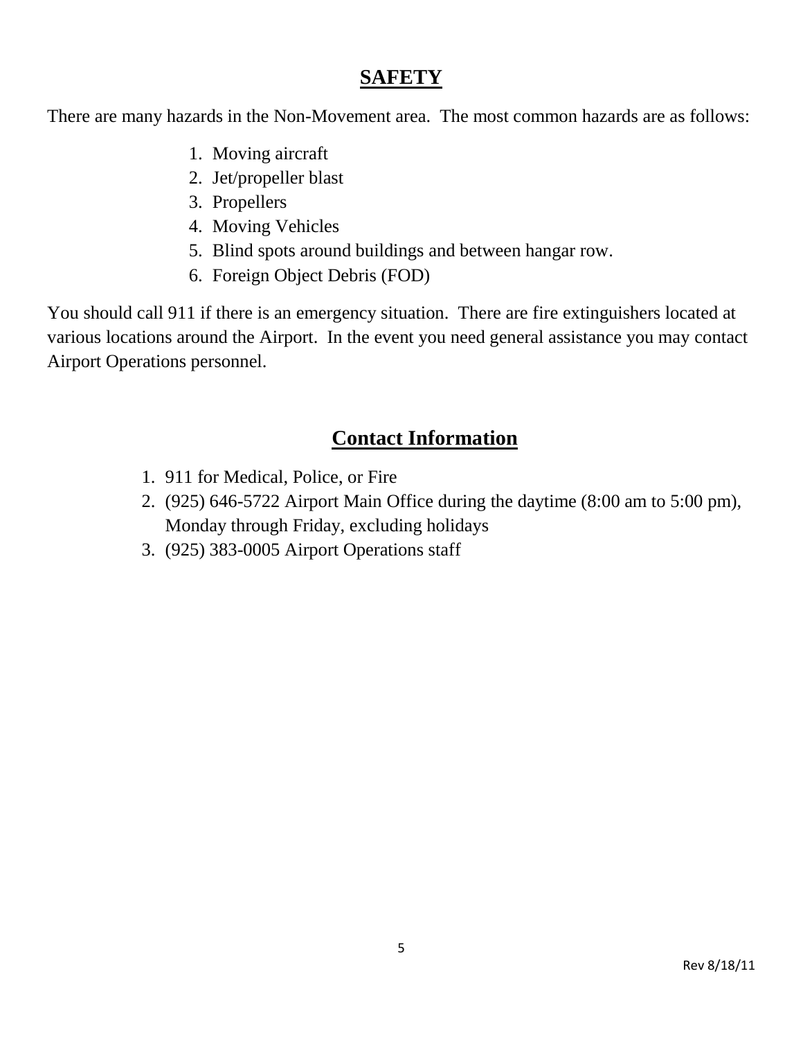## SAFETY

There are many hazards in the Non-Movement area. The most common hazards are as follows:

1. Moving aircraft
2. Jet/propeller blast
3. Propellers
4. Moving Vehicles
5. Blind spots around buildings and between hangar row.
6. Foreign Object Debris (FOD)

You should call 911 if there is an emergency situation. There are fire extinguishers located at various locations around the Airport. In the event you need general assistance you may contact Airport Operations personnel.

## Contact Information

1. 911 for Medical, Police, or Fire
2. (925) 646-5722 Airport Main Office during the daytime (8:00 am to 5:00 pm), Monday through Friday, excluding holidays
3. (925) 383-0005 Airport Operations staff

Rev 8/18/11